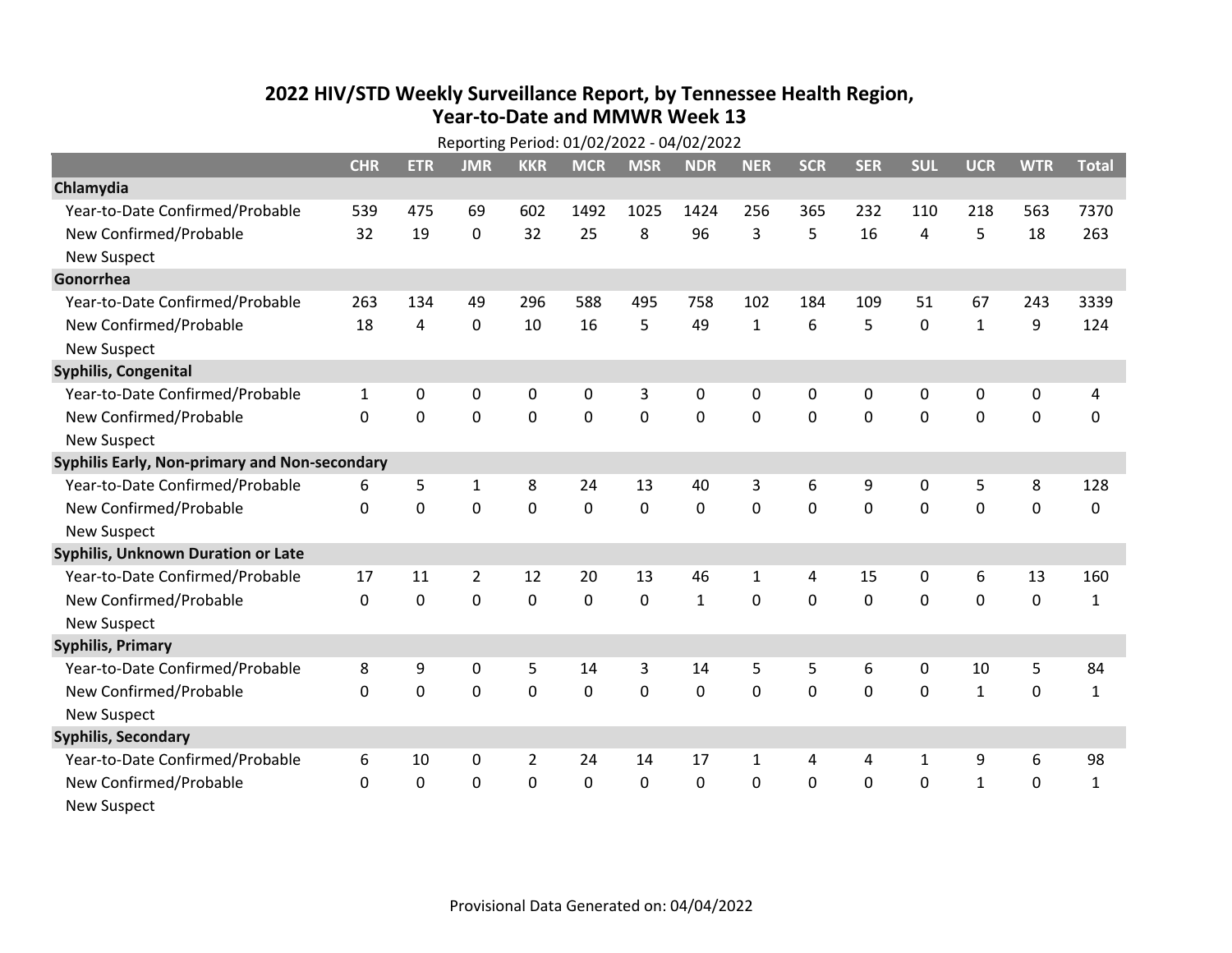# 2022 HIV/STD Weekly Surveillance Report, by Tennessee Health Region, Year-to-Date and MMWR Week 13

Reporting Period: 01/02/2022 - 04/02/2022

| | CHR | ETR | JMR | KKR | MCR | MSR | NDR | NER | SCR | SER | SUL | UCR | WTR | Total |
|---|---|---|---|---|---|---|---|---|---|---|---|---|---|---|
| **Chlamydia** | | | | | | | | | | | | | | |
| Year-to-Date Confirmed/Probable | 539 | 475 | 69 | 602 | 1492 | 1025 | 1424 | 256 | 365 | 232 | 110 | 218 | 563 | 7370 |
| New Confirmed/Probable | 32 | 19 | 0 | 32 | 25 | 8 | 96 | 3 | 5 | 16 | 4 | 5 | 18 | 263 |
| New Suspect | | | | | | | | | | | | | | |
| **Gonorrhea** | | | | | | | | | | | | | | |
| Year-to-Date Confirmed/Probable | 263 | 134 | 49 | 296 | 588 | 495 | 758 | 102 | 184 | 109 | 51 | 67 | 243 | 3339 |
| New Confirmed/Probable | 18 | 4 | 0 | 10 | 16 | 5 | 49 | 1 | 6 | 5 | 0 | 1 | 9 | 124 |
| New Suspect | | | | | | | | | | | | | | |
| **Syphilis, Congenital** | | | | | | | | | | | | | | |
| Year-to-Date Confirmed/Probable | 1 | 0 | 0 | 0 | 0 | 3 | 0 | 0 | 0 | 0 | 0 | 0 | 0 | 4 |
| New Confirmed/Probable | 0 | 0 | 0 | 0 | 0 | 0 | 0 | 0 | 0 | 0 | 0 | 0 | 0 | 0 |
| New Suspect | | | | | | | | | | | | | | |
| **Syphilis Early, Non-primary and Non-secondary** | | | | | | | | | | | | | | |
| Year-to-Date Confirmed/Probable | 6 | 5 | 1 | 8 | 24 | 13 | 40 | 3 | 6 | 9 | 0 | 5 | 8 | 128 |
| New Confirmed/Probable | 0 | 0 | 0 | 0 | 0 | 0 | 0 | 0 | 0 | 0 | 0 | 0 | 0 | 0 |
| New Suspect | | | | | | | | | | | | | | |
| **Syphilis, Unknown Duration or Late** | | | | | | | | | | | | | | |
| Year-to-Date Confirmed/Probable | 17 | 11 | 2 | 12 | 20 | 13 | 46 | 1 | 4 | 15 | 0 | 6 | 13 | 160 |
| New Confirmed/Probable | 0 | 0 | 0 | 0 | 0 | 0 | 1 | 0 | 0 | 0 | 0 | 0 | 0 | 1 |
| New Suspect | | | | | | | | | | | | | | |
| **Syphilis, Primary** | | | | | | | | | | | | | | |
| Year-to-Date Confirmed/Probable | 8 | 9 | 0 | 5 | 14 | 3 | 14 | 5 | 5 | 6 | 0 | 10 | 5 | 84 |
| New Confirmed/Probable | 0 | 0 | 0 | 0 | 0 | 0 | 0 | 0 | 0 | 0 | 0 | 1 | 0 | 1 |
| New Suspect | | | | | | | | | | | | | | |
| **Syphilis, Secondary** | | | | | | | | | | | | | | |
| Year-to-Date Confirmed/Probable | 6 | 10 | 0 | 2 | 24 | 14 | 17 | 1 | 4 | 4 | 1 | 9 | 6 | 98 |
| New Confirmed/Probable | 0 | 0 | 0 | 0 | 0 | 0 | 0 | 0 | 0 | 0 | 0 | 1 | 0 | 1 |
| New Suspect | | | | | | | | | | | | | | |

Provisional Data Generated on: 04/04/2022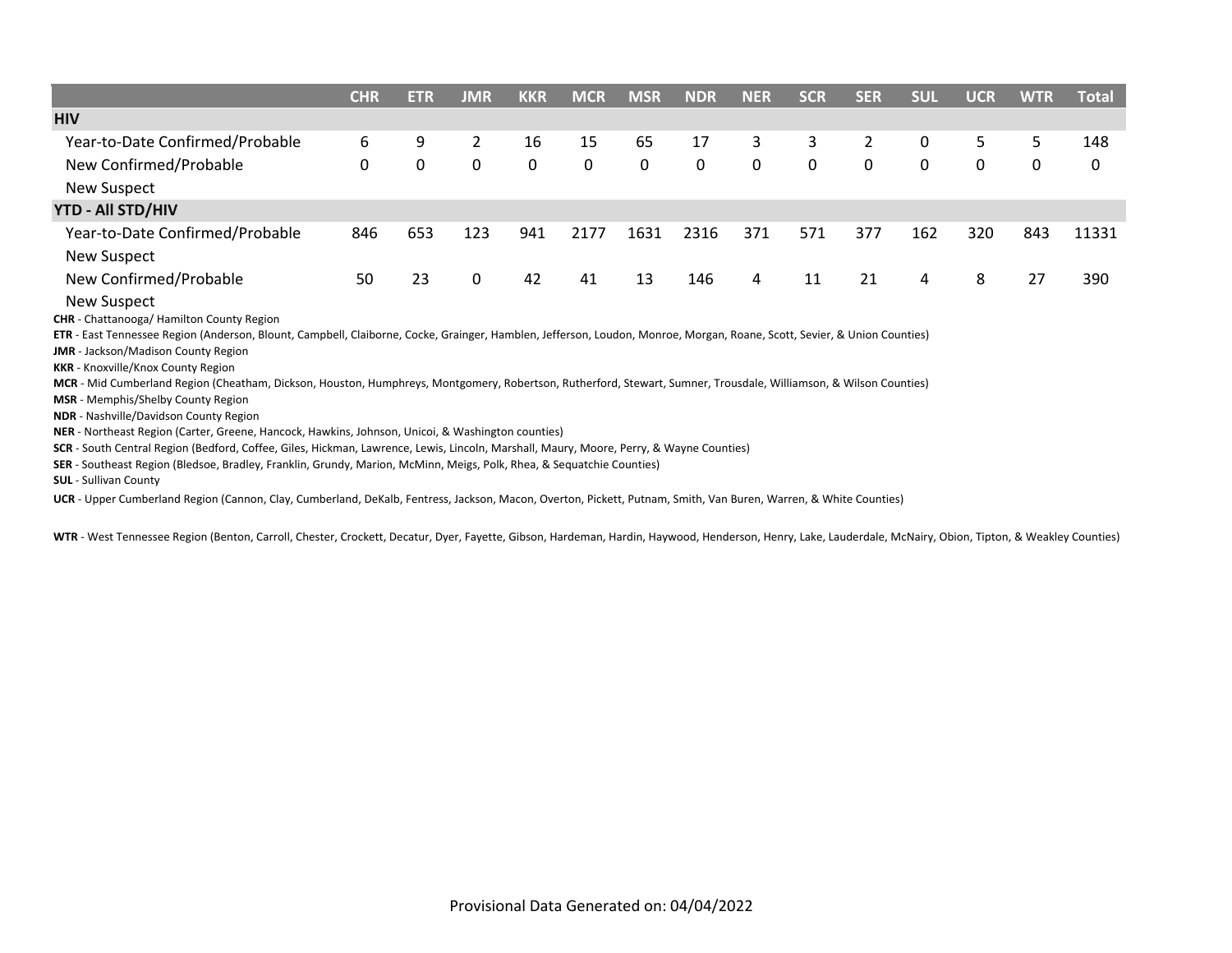| | CHR | ETR | JMR | KKR | MCR | MSR | NDR | NER | SCR | SER | SUL | UCR | WTR | Total |
|---|---|---|---|---|---|---|---|---|---|---|---|---|---|---|
| **HIV** | | | | | | | | | | | | | | |
| Year-to-Date Confirmed/Probable | 6 | 9 | 2 | 16 | 15 | 65 | 17 | 3 | 3 | 2 | 0 | 5 | 5 | 148 |
| New Confirmed/Probable | 0 | 0 | 0 | 0 | 0 | 0 | 0 | 0 | 0 | 0 | 0 | 0 | 0 | 0 |
| New Suspect | | | | | | | | | | | | | | |
| **YTD - All STD/HIV** | | | | | | | | | | | | | | |
| Year-to-Date Confirmed/Probable | 846 | 653 | 123 | 941 | 2177 | 1631 | 2316 | 371 | 571 | 377 | 162 | 320 | 843 | 11331 |
| New Suspect | | | | | | | | | | | | | | |
| New Confirmed/Probable | 50 | 23 | 0 | 42 | 41 | 13 | 146 | 4 | 11 | 21 | 4 | 8 | 27 | 390 |
| New Suspect | | | | | | | | | | | | | | |

**CHR** - Chattanooga/ Hamilton County Region

**ETR** - East Tennessee Region (Anderson, Blount, Campbell, Claiborne, Cocke, Grainger, Hamblen, Jefferson, Loudon, Monroe, Morgan, Roane, Scott, Sevier, & Union Counties)

**JMR** - Jackson/Madison County Region

**KKR** - Knoxville/Knox County Region

**MCR** - Mid Cumberland Region (Cheatham, Dickson, Houston, Humphreys, Montgomery, Robertson, Rutherford, Stewart, Sumner, Trousdale, Williamson, & Wilson Counties)

**MSR** - Memphis/Shelby County Region

**NDR** - Nashville/Davidson County Region

**NER** - Northeast Region (Carter, Greene, Hancock, Hawkins, Johnson, Unicoi, & Washington counties)

**SCR** - South Central Region (Bedford, Coffee, Giles, Hickman, Lawrence, Lewis, Lincoln, Marshall, Maury, Moore, Perry, & Wayne Counties)

**SER** - Southeast Region (Bledsoe, Bradley, Franklin, Grundy, Marion, McMinn, Meigs, Polk, Rhea, & Sequatchie Counties)

**SUL** - Sullivan County

**UCR** - Upper Cumberland Region (Cannon, Clay, Cumberland, DeKalb, Fentress, Jackson, Macon, Overton, Pickett, Putnam, Smith, Van Buren, Warren, & White Counties)

**WTR** - West Tennessee Region (Benton, Carroll, Chester, Crockett, Decatur, Dyer, Fayette, Gibson, Hardeman, Hardin, Haywood, Henderson, Henry, Lake, Lauderdale, McNairy, Obion, Tipton, & Weakley Counties)

Provisional Data Generated on: 04/04/2022